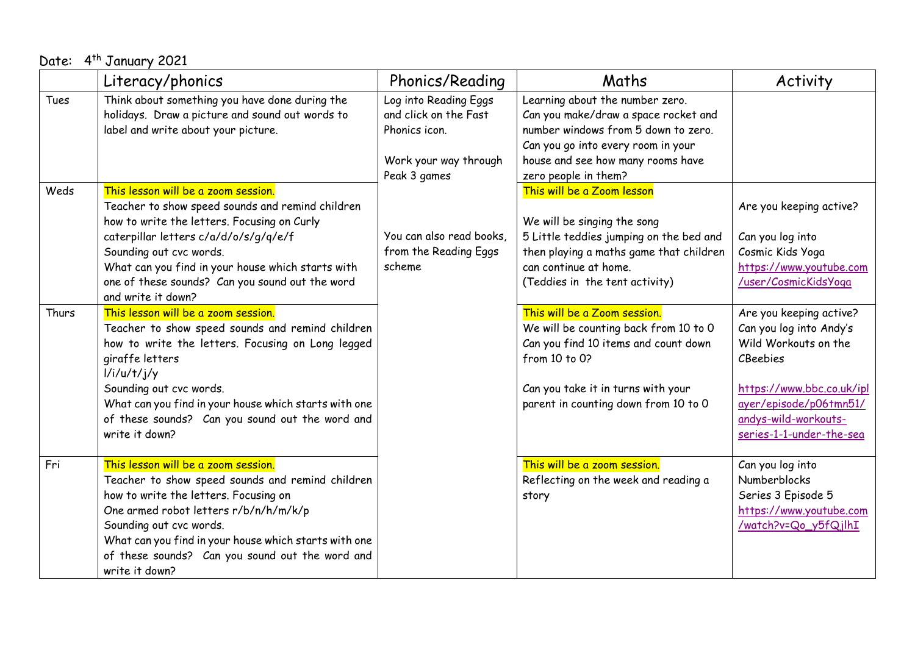Date: 4th January 2021

| | Literacy/phonics | Phonics/Reading | Maths | Activity |
|---|---|---|---|---|
| Tues | Think about something you have done during the holidays. Draw a picture and sound out words to label and write about your picture. | Log into Reading Eggs and click on the Fast Phonics icon.<br><br>Work your way through Peak 3 games<br><br><br>You can also read books, from the Reading Eggs scheme | Learning about the number zero.<br>Can you make/draw a space rocket and number windows from 5 down to zero.<br>Can you go into every room in your house and see how many rooms have zero people in them? | |
| Weds | This lesson will be a zoom session.<br>Teacher to show speed sounds and remind children how to write the letters. Focusing on Curly caterpillar letters c/a/d/o/s/g/q/e/f<br>Sounding out cvc words.<br>What can you find in your house which starts with one of these sounds? Can you sound out the word and write it down? | | This will be a Zoom lesson<br><br>We will be singing the song<br>5 Little teddies jumping on the bed and then playing a maths game that children can continue at home.<br>(Teddies in the tent activity) | Are you keeping active?<br><br>Can you log into<br>Cosmic Kids Yoga<br>https://www.youtube.com/user/CosmicKidsYoga |
| Thurs | This lesson will be a zoom session.<br>Teacher to show speed sounds and remind children how to write the letters. Focusing on Long legged giraffe letters<br>l/i/u/t/j/y<br>Sounding out cvc words.<br>What can you find in your house which starts with one of these sounds? Can you sound out the word and write it down? | | This will be a Zoom session.<br>We will be counting back from 10 to 0<br>Can you find 10 items and count down from 10 to 0?<br><br>Can you take it in turns with your parent in counting down from 10 to 0 | Are you keeping active?<br>Can you log into Andy's Wild Workouts on the CBeebies<br><br>https://www.bbc.co.uk/iplayer/episode/p06tmn51/andys-wild-workouts-series-1-1-under-the-sea |
| Fri | This lesson will be a zoom session.<br>Teacher to show speed sounds and remind children how to write the letters. Focusing on<br>One armed robot letters r/b/n/h/m/k/p<br>Sounding out cvc words.<br>What can you find in your house which starts with one of these sounds? Can you sound out the word and write it down? | | This will be a zoom session.<br>Reflecting on the week and reading a story | Can you log into<br>Numberblocks<br>Series 3 Episode 5<br>https://www.youtube.com/watch?v=Qo_y5fQjlhI |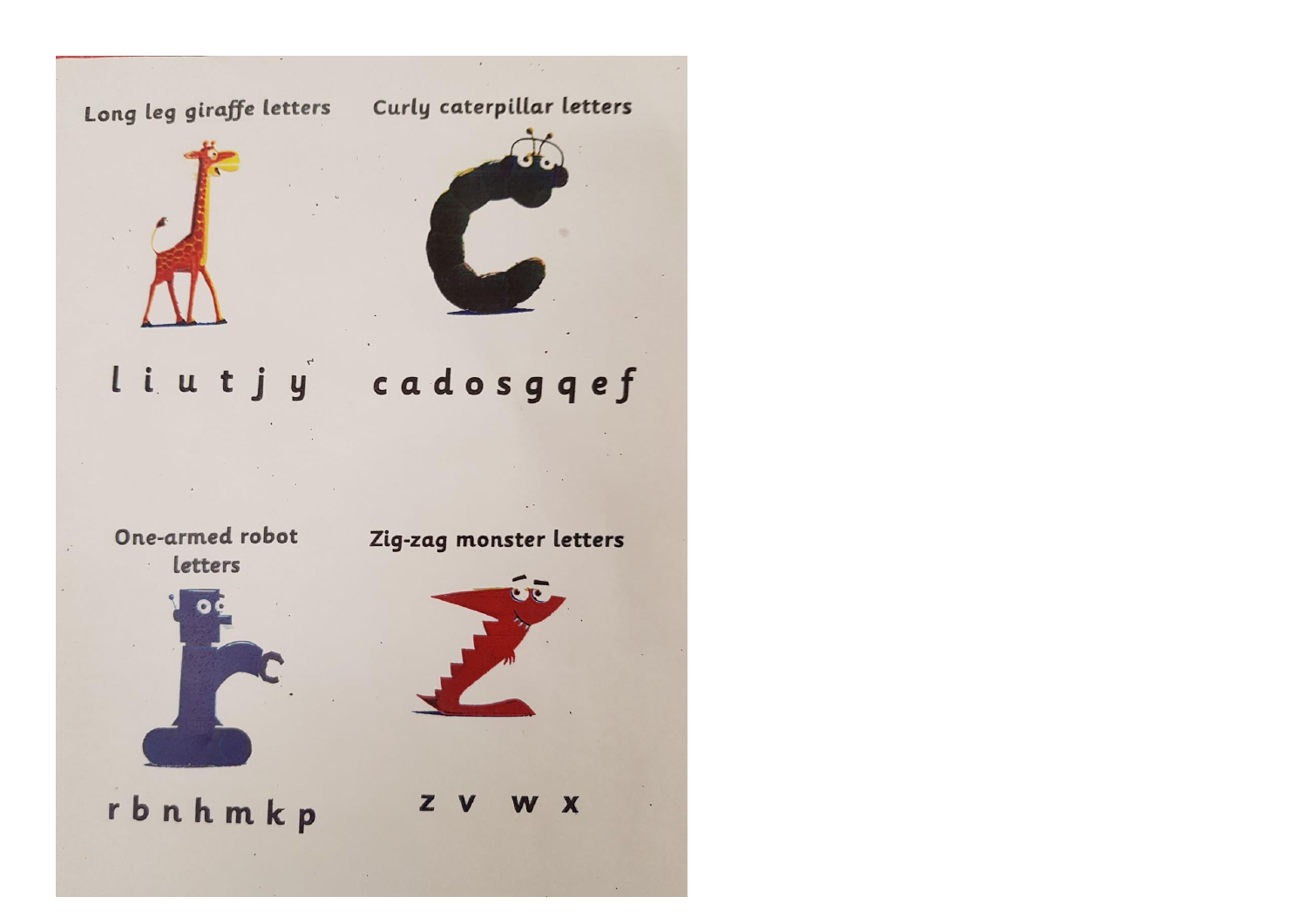## Long leg giraffe letters

l i u t j y

## Curly caterpillar letters

c a d o s g q e f

## One-armed robot letters

r b n h m k p

## Zig-zag monster letters

z v w x